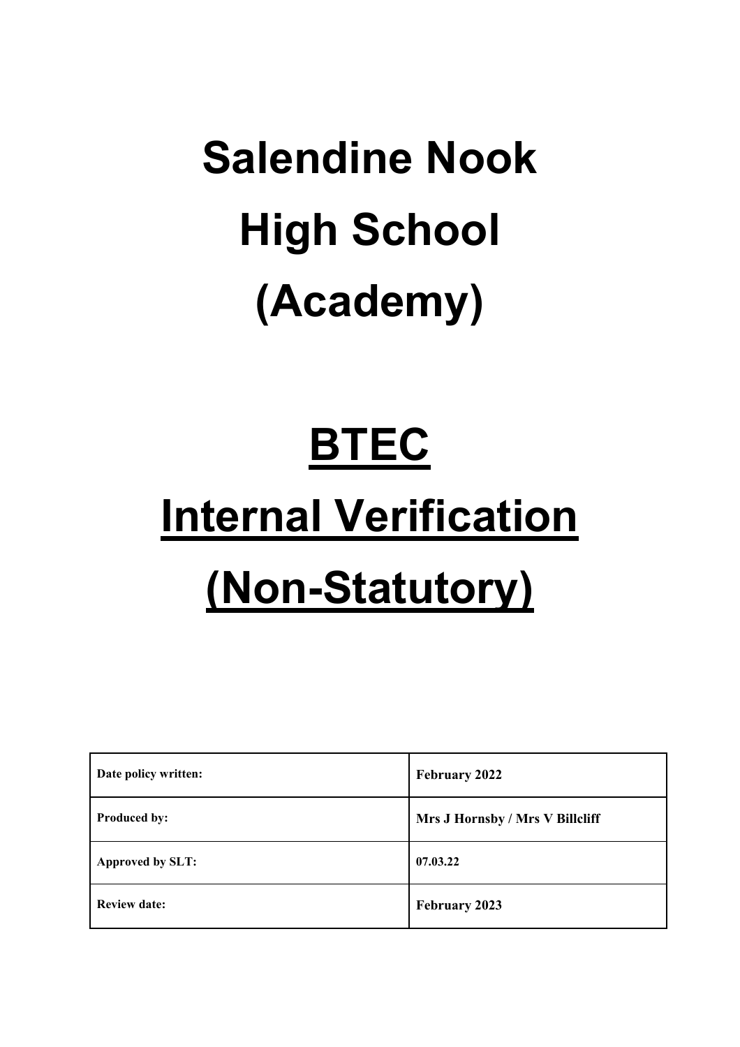# Salendine Nook High School (Academy)

# BTEC Internal Verification (Non-Statutory)

| Date policy written: | February 2022 |
|---|---|
| Produced by: | Mrs J Hornsby / Mrs V Billcliff |
| Approved by SLT: | 07.03.22 |
| Review date: | February 2023 |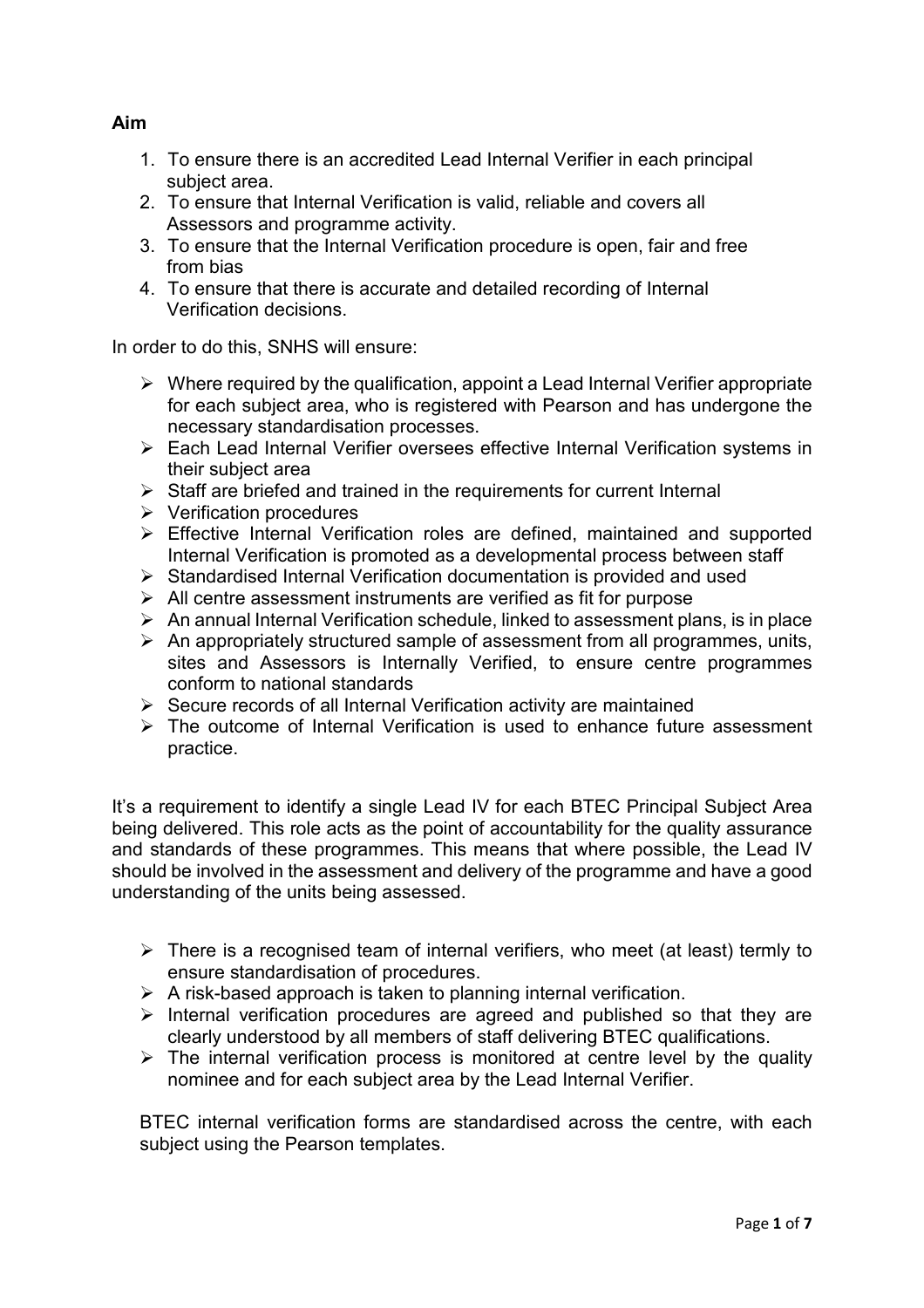**Aim**

1. To ensure there is an accredited Lead Internal Verifier in each principal subject area.
2. To ensure that Internal Verification is valid, reliable and covers all Assessors and programme activity.
3. To ensure that the Internal Verification procedure is open, fair and free from bias
4. To ensure that there is accurate and detailed recording of Internal Verification decisions.

In order to do this, SNHS will ensure:

- Where required by the qualification, appoint a Lead Internal Verifier appropriate for each subject area, who is registered with Pearson and has undergone the necessary standardisation processes.
- Each Lead Internal Verifier oversees effective Internal Verification systems in their subject area
- Staff are briefed and trained in the requirements for current Internal
- Verification procedures
- Effective Internal Verification roles are defined, maintained and supported Internal Verification is promoted as a developmental process between staff
- Standardised Internal Verification documentation is provided and used
- All centre assessment instruments are verified as fit for purpose
- An annual Internal Verification schedule, linked to assessment plans, is in place
- An appropriately structured sample of assessment from all programmes, units, sites and Assessors is Internally Verified, to ensure centre programmes conform to national standards
- Secure records of all Internal Verification activity are maintained
- The outcome of Internal Verification is used to enhance future assessment practice.

It's a requirement to identify a single Lead IV for each BTEC Principal Subject Area being delivered. This role acts as the point of accountability for the quality assurance and standards of these programmes. This means that where possible, the Lead IV should be involved in the assessment and delivery of the programme and have a good understanding of the units being assessed.

- There is a recognised team of internal verifiers, who meet (at least) termly to ensure standardisation of procedures.
- A risk-based approach is taken to planning internal verification.
- Internal verification procedures are agreed and published so that they are clearly understood by all members of staff delivering BTEC qualifications.
- The internal verification process is monitored at centre level by the quality nominee and for each subject area by the Lead Internal Verifier.

BTEC internal verification forms are standardised across the centre, with each subject using the Pearson templates.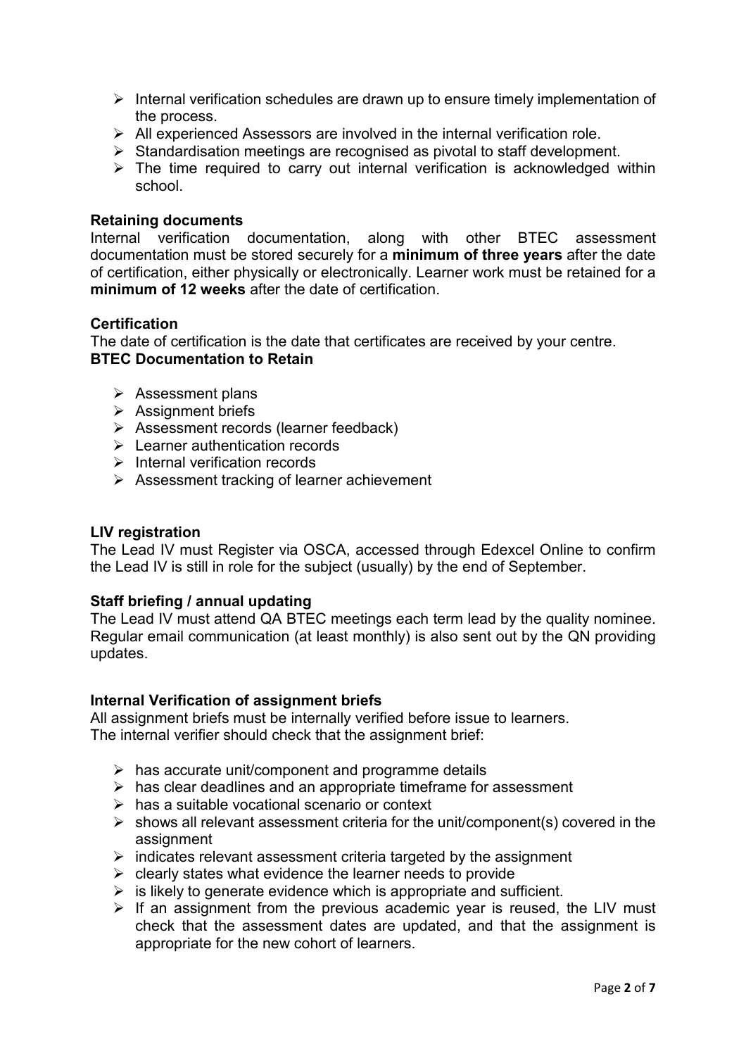- Internal verification schedules are drawn up to ensure timely implementation of the process.
- All experienced Assessors are involved in the internal verification role.
- Standardisation meetings are recognised as pivotal to staff development.
- The time required to carry out internal verification is acknowledged within school.

**Retaining documents**

Internal verification documentation, along with other BTEC assessment documentation must be stored securely for a **minimum of three years** after the date of certification, either physically or electronically. Learner work must be retained for a **minimum of 12 weeks** after the date of certification.

**Certification**

The date of certification is the date that certificates are received by your centre.

**BTEC Documentation to Retain**

- Assessment plans
- Assignment briefs
- Assessment records (learner feedback)
- Learner authentication records
- Internal verification records
- Assessment tracking of learner achievement

**LIV registration**

The Lead IV must Register via OSCA, accessed through Edexcel Online to confirm the Lead IV is still in role for the subject (usually) by the end of September.

**Staff briefing / annual updating**

The Lead IV must attend QA BTEC meetings each term lead by the quality nominee. Regular email communication (at least monthly) is also sent out by the QN providing updates.

**Internal Verification of assignment briefs**

All assignment briefs must be internally verified before issue to learners.
The internal verifier should check that the assignment brief:

- has accurate unit/component and programme details
- has clear deadlines and an appropriate timeframe for assessment
- has a suitable vocational scenario or context
- shows all relevant assessment criteria for the unit/component(s) covered in the assignment
- indicates relevant assessment criteria targeted by the assignment
- clearly states what evidence the learner needs to provide
- is likely to generate evidence which is appropriate and sufficient.
- If an assignment from the previous academic year is reused, the LIV must check that the assessment dates are updated, and that the assignment is appropriate for the new cohort of learners.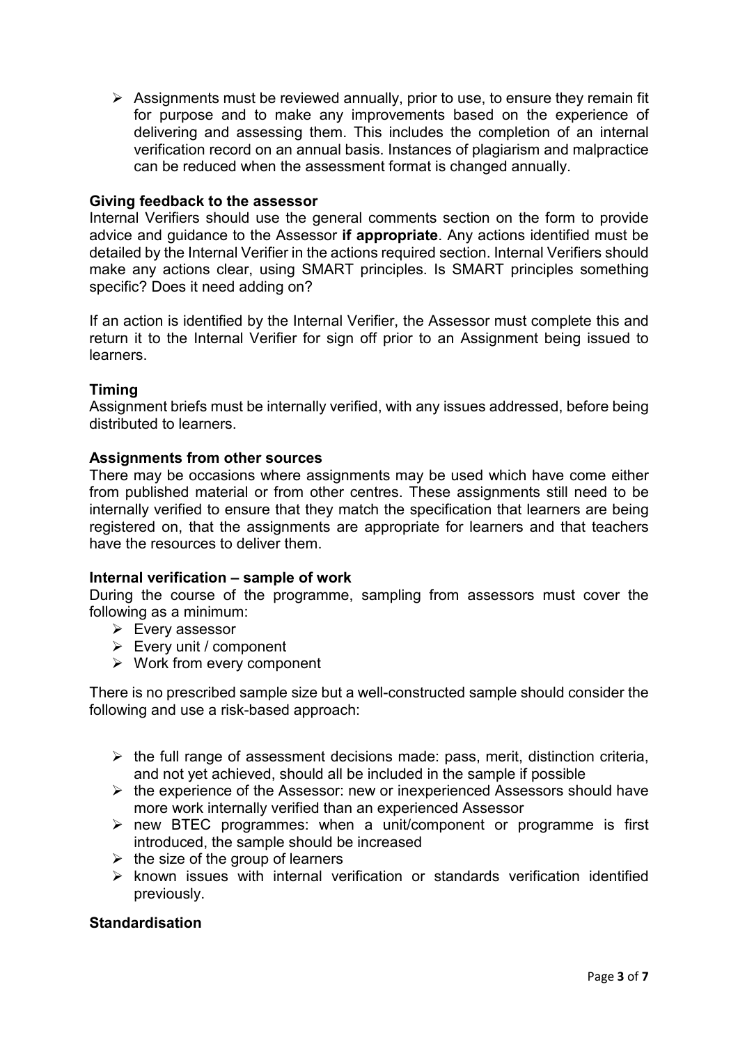- Assignments must be reviewed annually, prior to use, to ensure they remain fit for purpose and to make any improvements based on the experience of delivering and assessing them. This includes the completion of an internal verification record on an annual basis. Instances of plagiarism and malpractice can be reduced when the assessment format is changed annually.

**Giving feedback to the assessor**

Internal Verifiers should use the general comments section on the form to provide advice and guidance to the Assessor **if appropriate**. Any actions identified must be detailed by the Internal Verifier in the actions required section. Internal Verifiers should make any actions clear, using SMART principles. Is SMART principles something specific? Does it need adding on?

If an action is identified by the Internal Verifier, the Assessor must complete this and return it to the Internal Verifier for sign off prior to an Assignment being issued to learners.

**Timing**

Assignment briefs must be internally verified, with any issues addressed, before being distributed to learners.

**Assignments from other sources**

There may be occasions where assignments may be used which have come either from published material or from other centres. These assignments still need to be internally verified to ensure that they match the specification that learners are being registered on, that the assignments are appropriate for learners and that teachers have the resources to deliver them.

**Internal verification – sample of work**

During the course of the programme, sampling from assessors must cover the following as a minimum:

- Every assessor
- Every unit / component
- Work from every component

There is no prescribed sample size but a well-constructed sample should consider the following and use a risk-based approach:

- the full range of assessment decisions made: pass, merit, distinction criteria, and not yet achieved, should all be included in the sample if possible
- the experience of the Assessor: new or inexperienced Assessors should have more work internally verified than an experienced Assessor
- new BTEC programmes: when a unit/component or programme is first introduced, the sample should be increased
- the size of the group of learners
- known issues with internal verification or standards verification identified previously.

**Standardisation**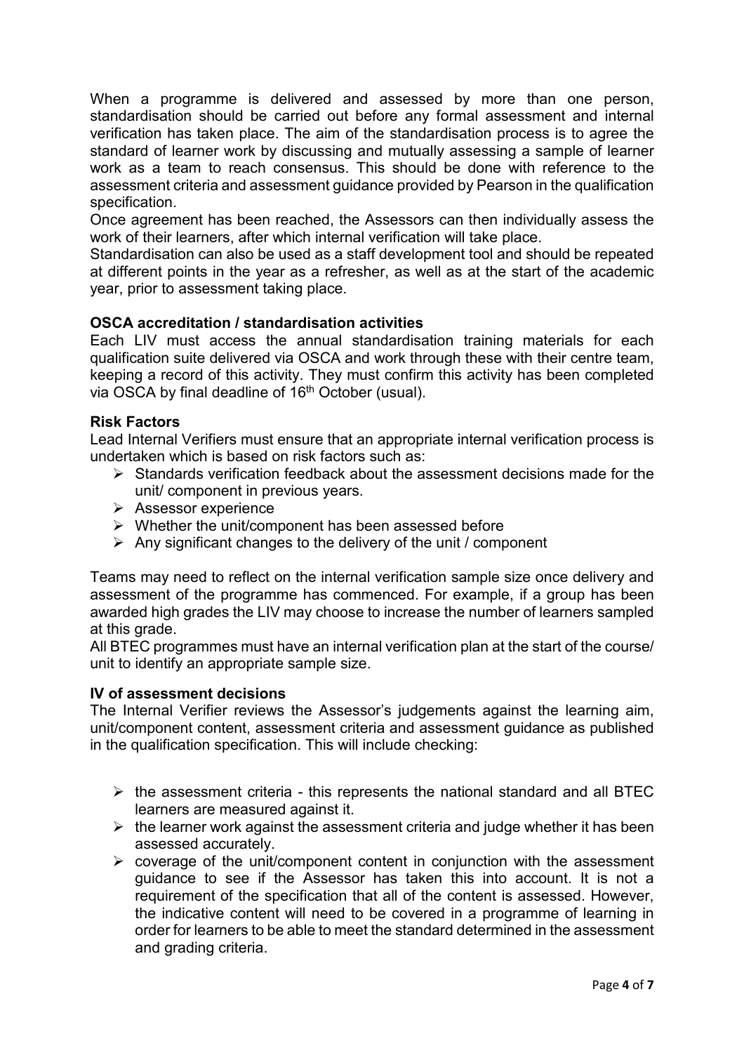When a programme is delivered and assessed by more than one person, standardisation should be carried out before any formal assessment and internal verification has taken place. The aim of the standardisation process is to agree the standard of learner work by discussing and mutually assessing a sample of learner work as a team to reach consensus. This should be done with reference to the assessment criteria and assessment guidance provided by Pearson in the qualification specification.

Once agreement has been reached, the Assessors can then individually assess the work of their learners, after which internal verification will take place.

Standardisation can also be used as a staff development tool and should be repeated at different points in the year as a refresher, as well as at the start of the academic year, prior to assessment taking place.

**OSCA accreditation / standardisation activities**

Each LIV must access the annual standardisation training materials for each qualification suite delivered via OSCA and work through these with their centre team, keeping a record of this activity. They must confirm this activity has been completed via OSCA by final deadline of 16th October (usual).

**Risk Factors**

Lead Internal Verifiers must ensure that an appropriate internal verification process is undertaken which is based on risk factors such as:

- Standards verification feedback about the assessment decisions made for the unit/ component in previous years.
- Assessor experience
- Whether the unit/component has been assessed before
- Any significant changes to the delivery of the unit / component

Teams may need to reflect on the internal verification sample size once delivery and assessment of the programme has commenced. For example, if a group has been awarded high grades the LIV may choose to increase the number of learners sampled at this grade.

All BTEC programmes must have an internal verification plan at the start of the course/ unit to identify an appropriate sample size.

**IV of assessment decisions**

The Internal Verifier reviews the Assessor's judgements against the learning aim, unit/component content, assessment criteria and assessment guidance as published in the qualification specification. This will include checking:

- the assessment criteria - this represents the national standard and all BTEC learners are measured against it.
- the learner work against the assessment criteria and judge whether it has been assessed accurately.
- coverage of the unit/component content in conjunction with the assessment guidance to see if the Assessor has taken this into account. It is not a requirement of the specification that all of the content is assessed. However, the indicative content will need to be covered in a programme of learning in order for learners to be able to meet the standard determined in the assessment and grading criteria.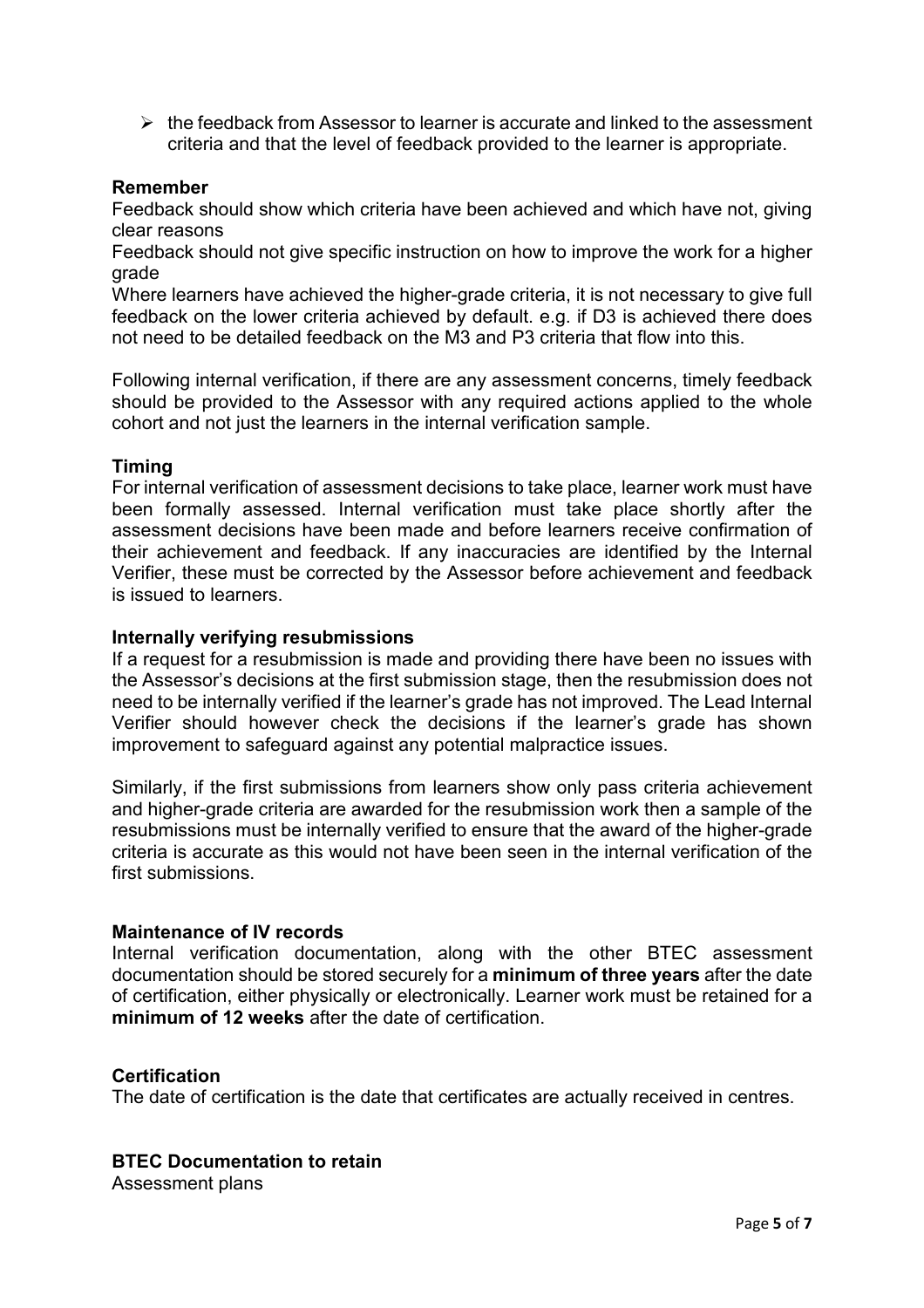- the feedback from Assessor to learner is accurate and linked to the assessment criteria and that the level of feedback provided to the learner is appropriate.

**Remember**

Feedback should show which criteria have been achieved and which have not, giving clear reasons

Feedback should not give specific instruction on how to improve the work for a higher grade

Where learners have achieved the higher-grade criteria, it is not necessary to give full feedback on the lower criteria achieved by default. e.g. if D3 is achieved there does not need to be detailed feedback on the M3 and P3 criteria that flow into this.

Following internal verification, if there are any assessment concerns, timely feedback should be provided to the Assessor with any required actions applied to the whole cohort and not just the learners in the internal verification sample.

**Timing**

For internal verification of assessment decisions to take place, learner work must have been formally assessed. Internal verification must take place shortly after the assessment decisions have been made and before learners receive confirmation of their achievement and feedback. If any inaccuracies are identified by the Internal Verifier, these must be corrected by the Assessor before achievement and feedback is issued to learners.

**Internally verifying resubmissions**

If a request for a resubmission is made and providing there have been no issues with the Assessor's decisions at the first submission stage, then the resubmission does not need to be internally verified if the learner's grade has not improved. The Lead Internal Verifier should however check the decisions if the learner's grade has shown improvement to safeguard against any potential malpractice issues.

Similarly, if the first submissions from learners show only pass criteria achievement and higher-grade criteria are awarded for the resubmission work then a sample of the resubmissions must be internally verified to ensure that the award of the higher-grade criteria is accurate as this would not have been seen in the internal verification of the first submissions.

**Maintenance of IV records**

Internal verification documentation, along with the other BTEC assessment documentation should be stored securely for a **minimum of three years** after the date of certification, either physically or electronically. Learner work must be retained for a **minimum of 12 weeks** after the date of certification.

**Certification**

The date of certification is the date that certificates are actually received in centres.

**BTEC Documentation to retain**

Assessment plans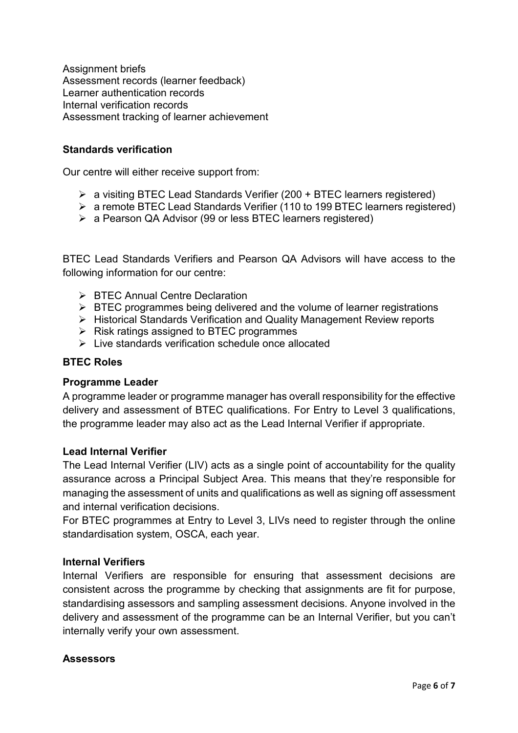Assignment briefs
Assessment records (learner feedback)
Learner authentication records
Internal verification records
Assessment tracking of learner achievement

**Standards verification**

Our centre will either receive support from:

- a visiting BTEC Lead Standards Verifier (200 + BTEC learners registered)
- a remote BTEC Lead Standards Verifier (110 to 199 BTEC learners registered)
- a Pearson QA Advisor (99 or less BTEC learners registered)

BTEC Lead Standards Verifiers and Pearson QA Advisors will have access to the following information for our centre:

- BTEC Annual Centre Declaration
- BTEC programmes being delivered and the volume of learner registrations
- Historical Standards Verification and Quality Management Review reports
- Risk ratings assigned to BTEC programmes
- Live standards verification schedule once allocated

**BTEC Roles**

**Programme Leader**

A programme leader or programme manager has overall responsibility for the effective delivery and assessment of BTEC qualifications. For Entry to Level 3 qualifications, the programme leader may also act as the Lead Internal Verifier if appropriate.

**Lead Internal Verifier**

The Lead Internal Verifier (LIV) acts as a single point of accountability for the quality assurance across a Principal Subject Area. This means that they're responsible for managing the assessment of units and qualifications as well as signing off assessment and internal verification decisions.
For BTEC programmes at Entry to Level 3, LIVs need to register through the online standardisation system, OSCA, each year.

**Internal Verifiers**

Internal Verifiers are responsible for ensuring that assessment decisions are consistent across the programme by checking that assignments are fit for purpose, standardising assessors and sampling assessment decisions. Anyone involved in the delivery and assessment of the programme can be an Internal Verifier, but you can't internally verify your own assessment.

**Assessors**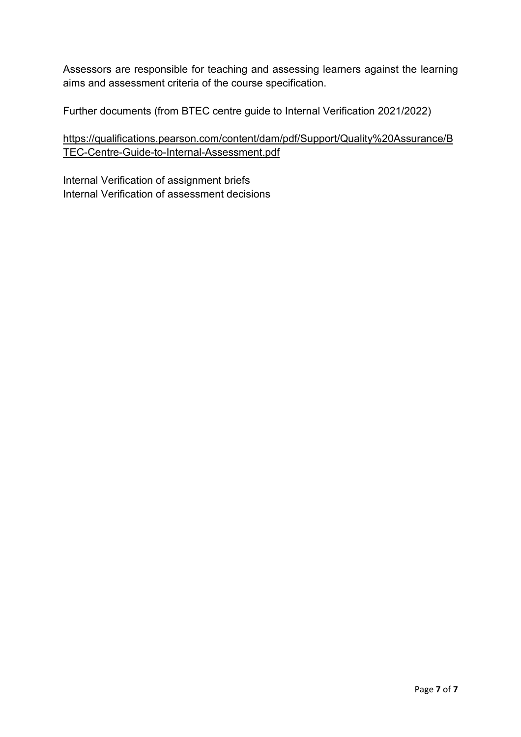Assessors are responsible for teaching and assessing learners against the learning aims and assessment criteria of the course specification.

Further documents (from BTEC centre guide to Internal Verification 2021/2022)

https://qualifications.pearson.com/content/dam/pdf/Support/Quality%20Assurance/BTEC-Centre-Guide-to-Internal-Assessment.pdf

Internal Verification of assignment briefs
Internal Verification of assessment decisions